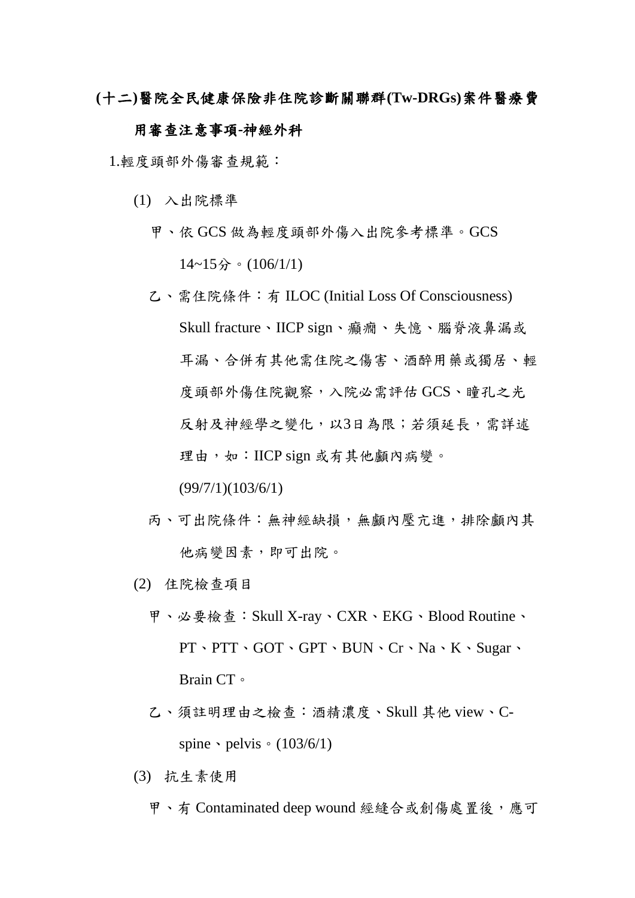## (十二)醫院全民健康保險非住院診斷關聯群(Tw-DRGs)案件醫療費用審查注意事項-神經外科

1.輕度頭部外傷審查規範：

(1) 入出院標準

甲、依 GCS 做為輕度頭部外傷入出院參考標準。GCS 14~15分。(106/1/1)

乙、需住院條件：有 ILOC (Initial Loss Of Consciousness) Skull fracture、IICP sign、癲癇、失憶、腦脊液鼻漏或耳漏、合併有其他需住院之傷害、酒醉用藥或獨居、輕度頭部外傷住院觀察，入院必需評估 GCS、瞳孔之光反射及神經學之變化，以3日為限；若須延長，需詳述理由，如：IICP sign 或有其他顱內病變。(99/7/1)(103/6/1)

丙、可出院條件：無神經缺損，無顱內壓亢進，排除顱內其他病變因素，即可出院。

(2) 住院檢查項目

甲、必要檢查：Skull X-ray、CXR、EKG、Blood Routine、PT、PTT、GOT、GPT、BUN、Cr、Na、K、Sugar、Brain CT。

乙、須註明理由之檢查：酒精濃度、Skull 其他 view、C-spine、pelvis。(103/6/1)

(3) 抗生素使用

甲、有 Contaminated deep wound 經縫合或創傷處置後，應可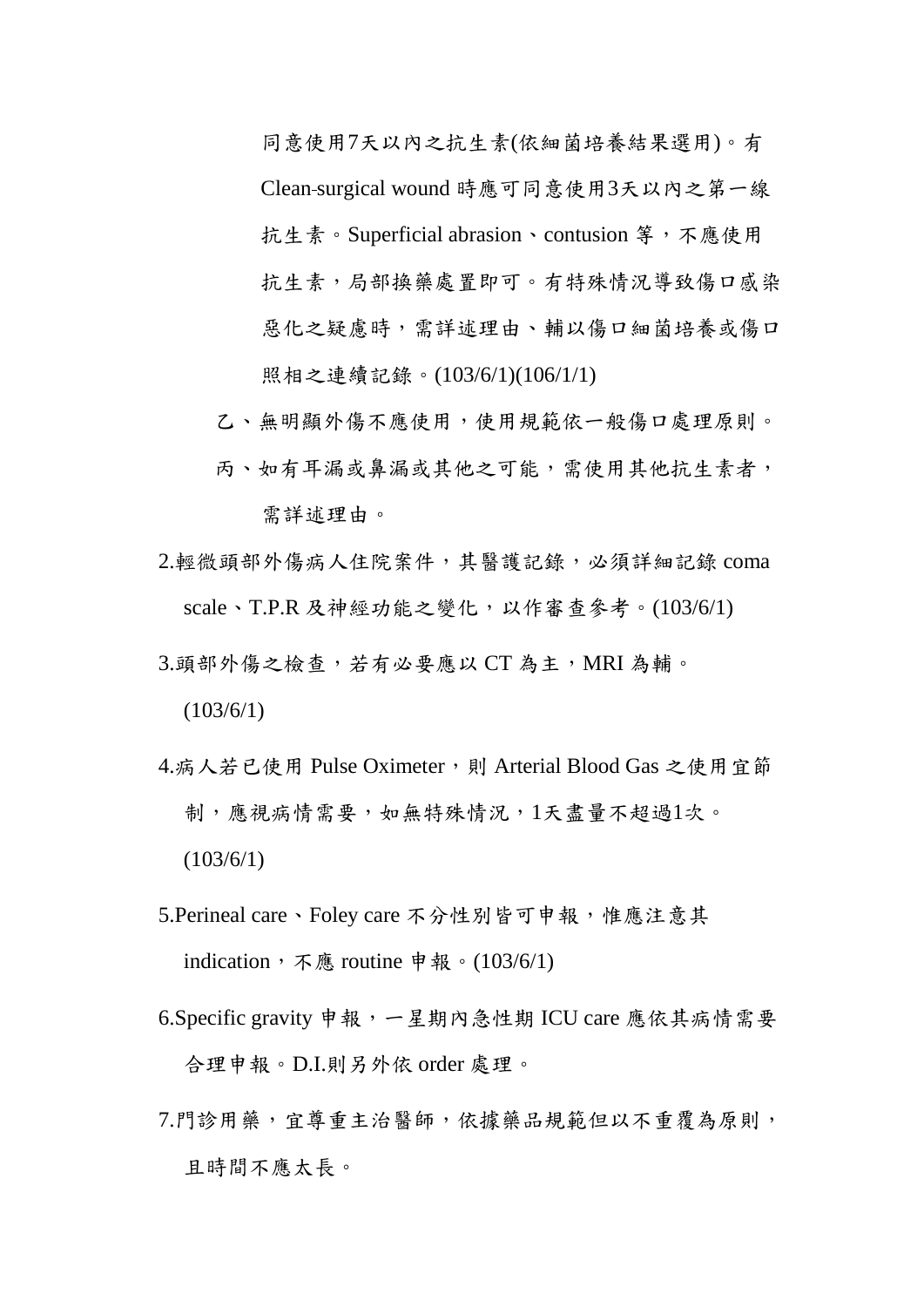同意使用7天以內之抗生素(依細菌培養結果選用)。有 Clean-surgical wound 時應可同意使用3天以內之第一線抗生素。Superficial abrasion、contusion 等，不應使用抗生素，局部換藥處置即可。有特殊情況導致傷口感染惡化之疑慮時，需詳述理由、輔以傷口細菌培養或傷口照相之連續記錄。(103/6/1)(106/1/1)

乙、無明顯外傷不應使用，使用規範依一般傷口處理原則。

丙、如有耳漏或鼻漏或其他之可能，需使用其他抗生素者，需詳述理由。

2.輕微頭部外傷病人住院案件，其醫護記錄，必須詳細記錄 coma scale、T.P.R 及神經功能之變化，以作審查參考。(103/6/1)

3.頭部外傷之檢查，若有必要應以 CT 為主，MRI 為輔。(103/6/1)

4.病人若已使用 Pulse Oximeter，則 Arterial Blood Gas 之使用宜節制，應視病情需要，如無特殊情況，1天盡量不超過1次。(103/6/1)

5.Perineal care、Foley care 不分性別皆可申報，惟應注意其 indication，不應 routine 申報。(103/6/1)

6.Specific gravity 申報，一星期內急性期 ICU care 應依其病情需要合理申報。D.I.則另外依 order 處理。

7.門診用藥，宜尊重主治醫師，依據藥品規範但以不重覆為原則，且時間不應太長。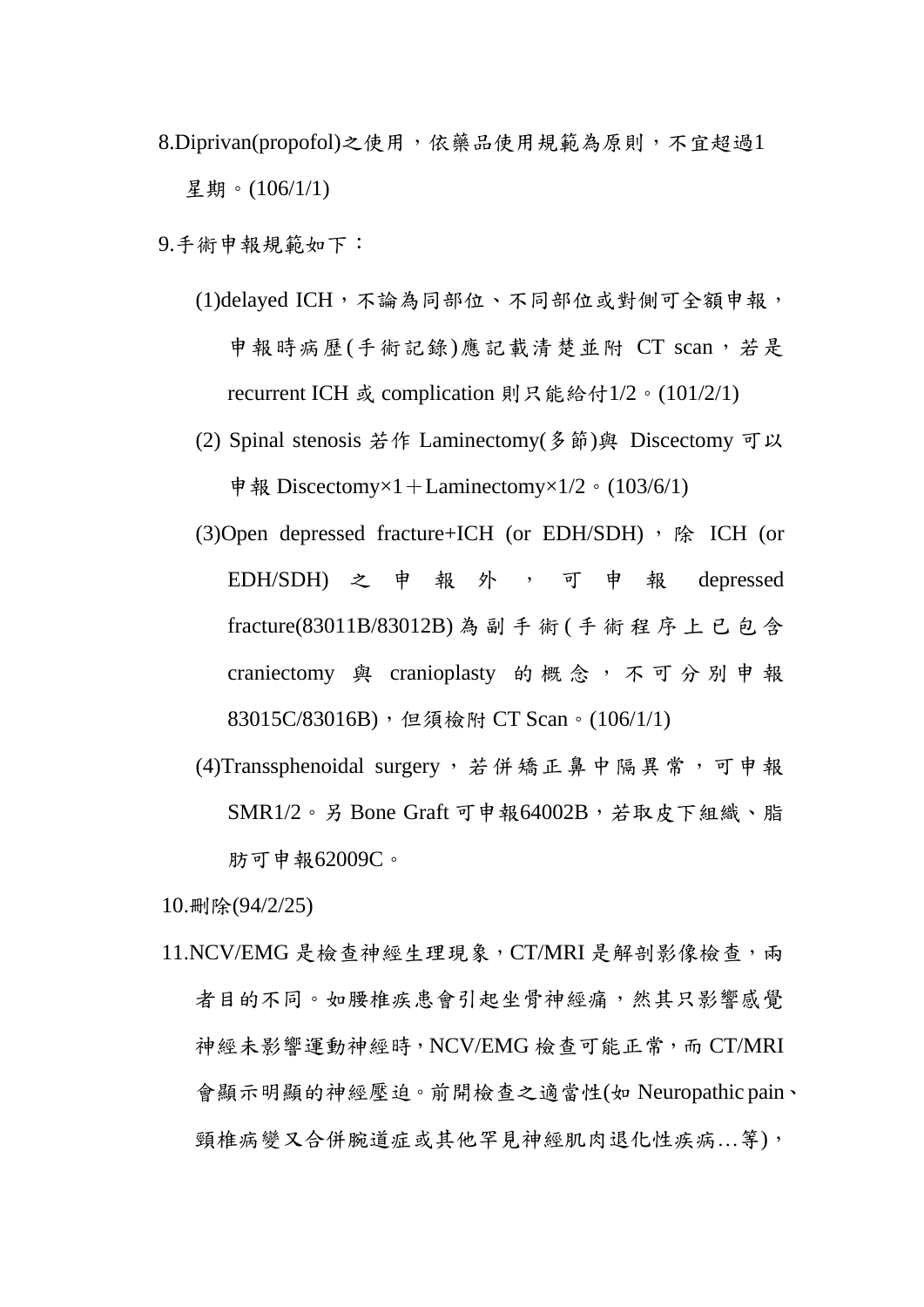8.Diprivan(propofol)之使用，依藥品使用規範為原則，不宜超過1星期。(106/1/1)

9.手術申報規範如下：

(1)delayed ICH，不論為同部位、不同部位或對側可全額申報，申報時病歷(手術記錄)應記載清楚並附 CT scan，若是 recurrent ICH 或 complication 則只能給付1/2。(101/2/1)

(2) Spinal stenosis 若作 Laminectomy(多節)與 Discectomy 可以申報 Discectomy×1＋Laminectomy×1/2。(103/6/1)

(3)Open depressed fracture+ICH (or EDH/SDH)，除 ICH (or EDH/SDH) 之申報外，可申報 depressed fracture(83011B/83012B) 為副手術(手術程序上已包含 craniectomy 與 cranioplasty 的概念，不可分別申報 83015C/83016B)，但須檢附 CT Scan。(106/1/1)

(4)Transsphenoidal surgery，若併矯正鼻中隔異常，可申報 SMR1/2。另 Bone Graft 可申報64002B，若取皮下組織、脂肪可申報62009C。

10.刪除(94/2/25)

11.NCV/EMG 是檢查神經生理現象，CT/MRI 是解剖影像檢查，兩者目的不同。如腰椎疾患會引起坐骨神經痛，然其只影響感覺神經未影響運動神經時，NCV/EMG 檢查可能正常，而 CT/MRI 會顯示明顯的神經壓迫。前開檢查之適當性(如 Neuropathic pain、頸椎病變又合併腕道症或其他罕見神經肌肉退化性疾病…等)，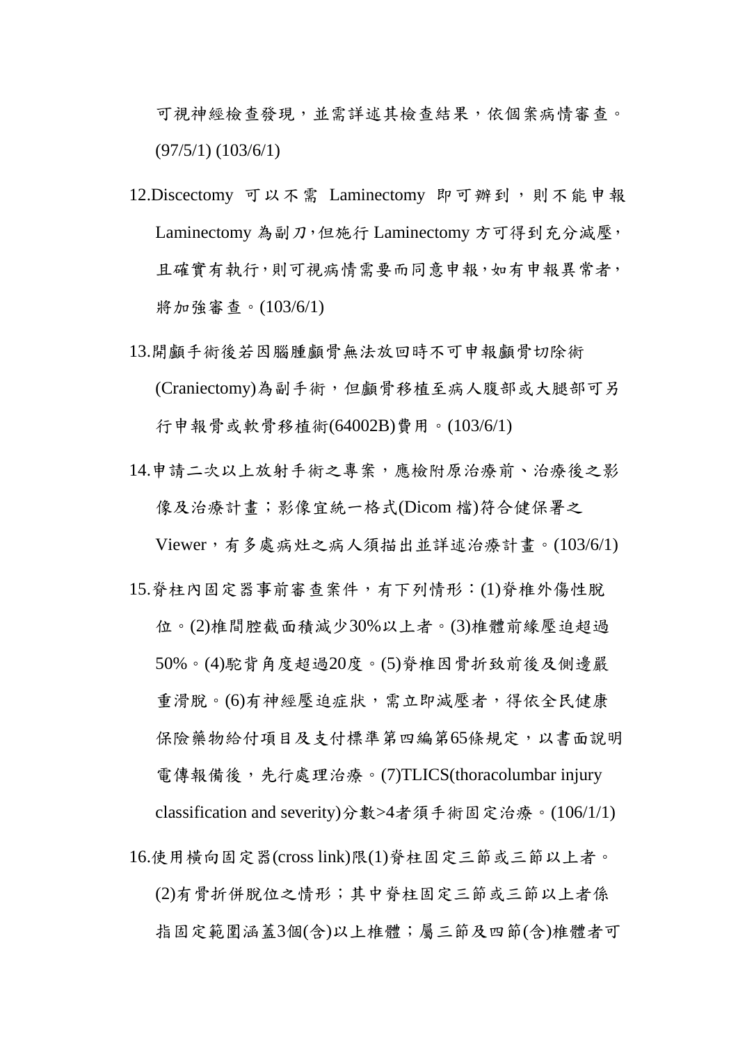可視神經檢查發現，並需詳述其檢查結果，依個案病情審查。(97/5/1) (103/6/1)

12. Discectomy 可以不需 Laminectomy 即可辦到，則不能申報 Laminectomy 為副刀，但施行 Laminectomy 方可得到充分減壓，且確實有執行，則可視病情需要而同意申報，如有申報異常者，將加強審查。(103/6/1)

13. 開顱手術後若因腦腫顱骨無法放回時不可申報顱骨切除術(Craniectomy)為副手術，但顱骨移植至病人腹部或大腿部可另行申報骨或軟骨移植術(64002B)費用。(103/6/1)

14. 申請二次以上放射手術之專案，應檢附原治療前、治療後之影像及治療計畫；影像宜統一格式(Dicom 檔)符合健保署之 Viewer，有多處病灶之病人須描出並詳述治療計畫。(103/6/1)

15. 脊柱內固定器事前審查案件，有下列情形：(1)脊椎外傷性脫位。(2)椎間腔截面積減少30%以上者。(3)椎體前緣壓迫超過50%。(4)駝背角度超過20度。(5)脊椎因骨折致前後及側邊嚴重滑脫。(6)有神經壓迫症狀，需立即減壓者，得依全民健康保險藥物給付項目及支付標準第四編第65條規定，以書面說明電傳報備後，先行處理治療。(7)TLICS(thoracolumbar injury classification and severity)分數>4者須手術固定治療。(106/1/1)

16. 使用橫向固定器(cross link)限(1)脊柱固定三節或三節以上者。(2)有骨折併脫位之情形；其中脊柱固定三節或三節以上者係指固定範圍涵蓋3個(含)以上椎體；屬三節及四節(含)椎體者可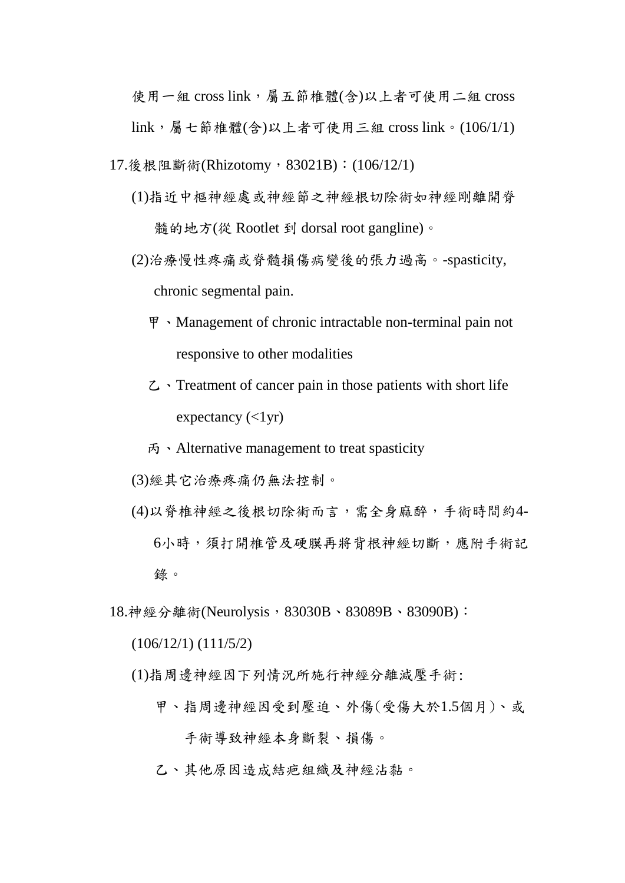使用一組 cross link，屬五節椎體(含)以上者可使用二組 cross link，屬七節椎體(含)以上者可使用三組 cross link。(106/1/1)

17.後根阻斷術(Rhizotomy，83021B)：(106/12/1)

(1)指近中樞神經處或神經節之神經根切除術如神經剛離開脊髓的地方(從 Rootlet 到 dorsal root gangline)。

(2)治療慢性疼痛或脊髓損傷病變後的張力過高。-spasticity, chronic segmental pain.

甲、Management of chronic intractable non-terminal pain not responsive to other modalities

乙、Treatment of cancer pain in those patients with short life expectancy (<1yr)

丙、Alternative management to treat spasticity

(3)經其它治療疼痛仍無法控制。

(4)以脊椎神經之後根切除術而言，需全身麻醉，手術時間約4-6小時，須打開椎管及硬膜再將背根神經切斷，應附手術記錄。

18.神經分離術(Neurolysis，83030B、83089B、83090B)：(106/12/1) (111/5/2)

(1)指周邊神經因下列情況所施行神經分離減壓手術:

甲、指周邊神經因受到壓迫、外傷(受傷大於1.5個月)、或手術導致神經本身斷裂、損傷。

乙、其他原因造成結疤組織及神經沾黏。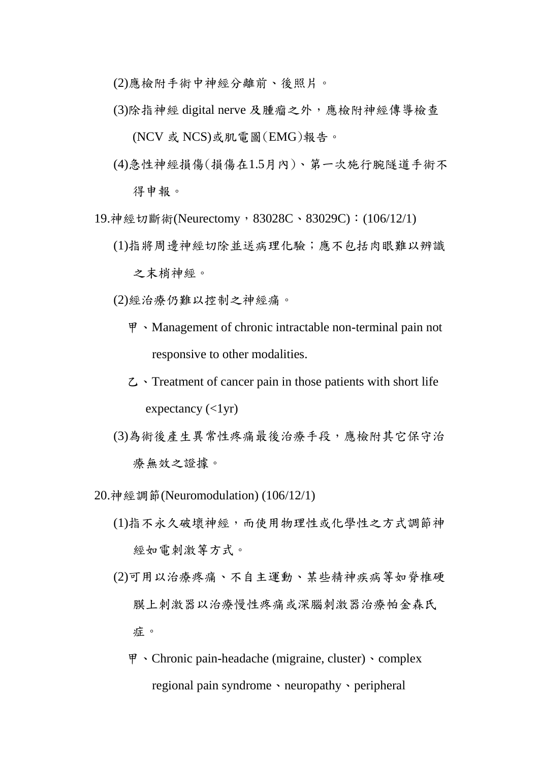(2)應檢附手術中神經分離前、後照片。

(3)除指神經 digital nerve 及腫瘤之外，應檢附神經傳導檢查(NCV 或 NCS)或肌電圖(EMG)報告。

(4)急性神經損傷(損傷在1.5月內)、第一次施行腕隧道手術不得申報。

19.神經切斷術(Neurectomy，83028C、83029C)：(106/12/1)

(1)指將周邊神經切除並送病理化驗；應不包括肉眼難以辨識之末梢神經。

(2)經治療仍難以控制之神經痛。

甲、Management of chronic intractable non-terminal pain not responsive to other modalities.

乙、Treatment of cancer pain in those patients with short life expectancy (<1yr)

(3)為術後產生異常性疼痛最後治療手段，應檢附其它保守治療無效之證據。

20.神經調節(Neuromodulation) (106/12/1)

(1)指不永久破壞神經，而使用物理性或化學性之方式調節神經如電刺激等方式。

(2)可用以治療疼痛、不自主運動、某些精神疾病等如脊椎硬膜上刺激器以治療慢性疼痛或深腦刺激器治療帕金森氏症。

甲、Chronic pain-headache (migraine, cluster)、complex regional pain syndrome、neuropathy、peripheral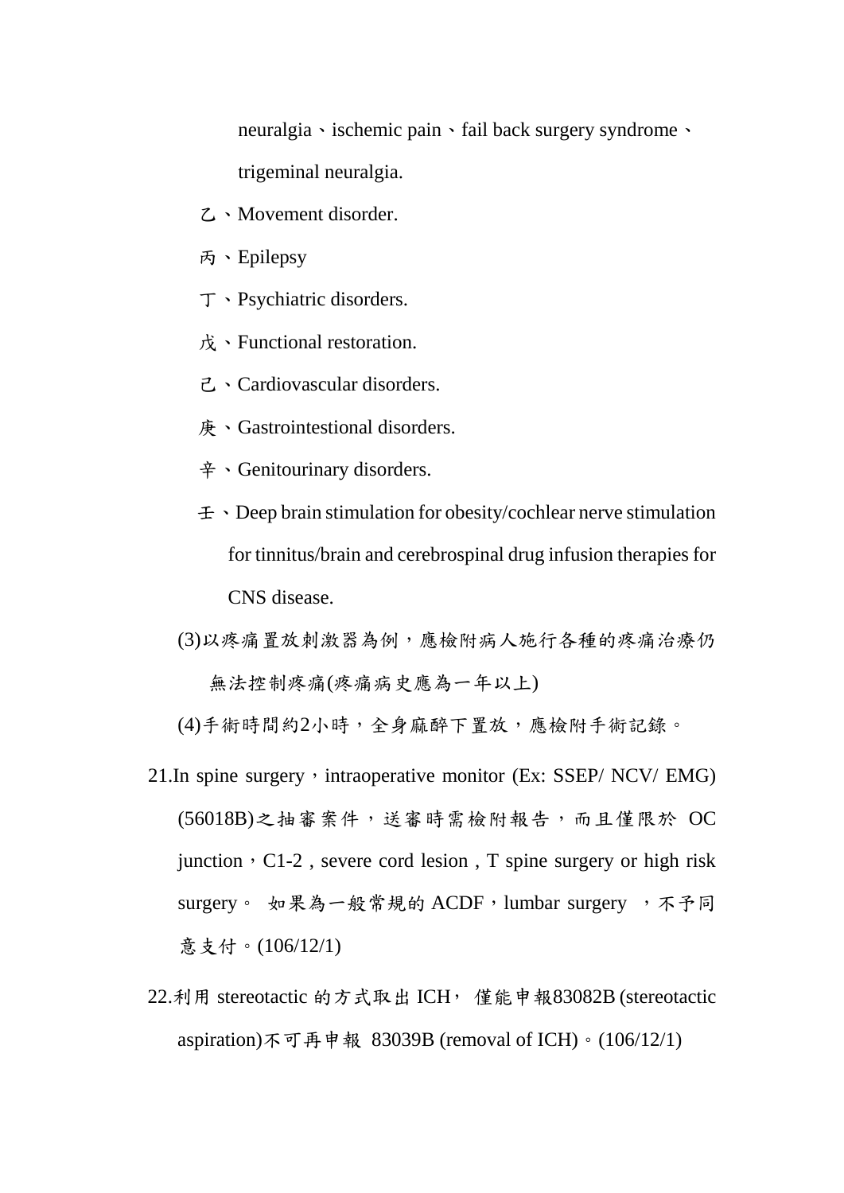neuralgia、ischemic pain、fail back surgery syndrome、trigeminal neuralgia.

乙、Movement disorder.

丙、Epilepsy

丁、Psychiatric disorders.

戊、Functional restoration.

己、Cardiovascular disorders.

庚、Gastrointestional disorders.

辛、Genitourinary disorders.

壬、Deep brain stimulation for obesity/cochlear nerve stimulation for tinnitus/brain and cerebrospinal drug infusion therapies for CNS disease.

(3)以疼痛置放刺激器為例，應檢附病人施行各種的疼痛治療仍無法控制疼痛(疼痛病史應為一年以上)

(4)手術時間約2小時，全身麻醉下置放，應檢附手術記錄。

21.In spine surgery，intraoperative monitor (Ex: SSEP/ NCV/ EMG) (56018B)之抽審案件，送審時需檢附報告，而且僅限於 OC junction，C1-2 , severe cord lesion , T spine surgery or high risk surgery。 如果為一般常規的 ACDF，lumbar surgery ，不予同意支付。(106/12/1)

22.利用 stereotactic 的方式取出 ICH， 僅能申報83082B (stereotactic aspiration)不可再申報 83039B (removal of ICH)。(106/12/1)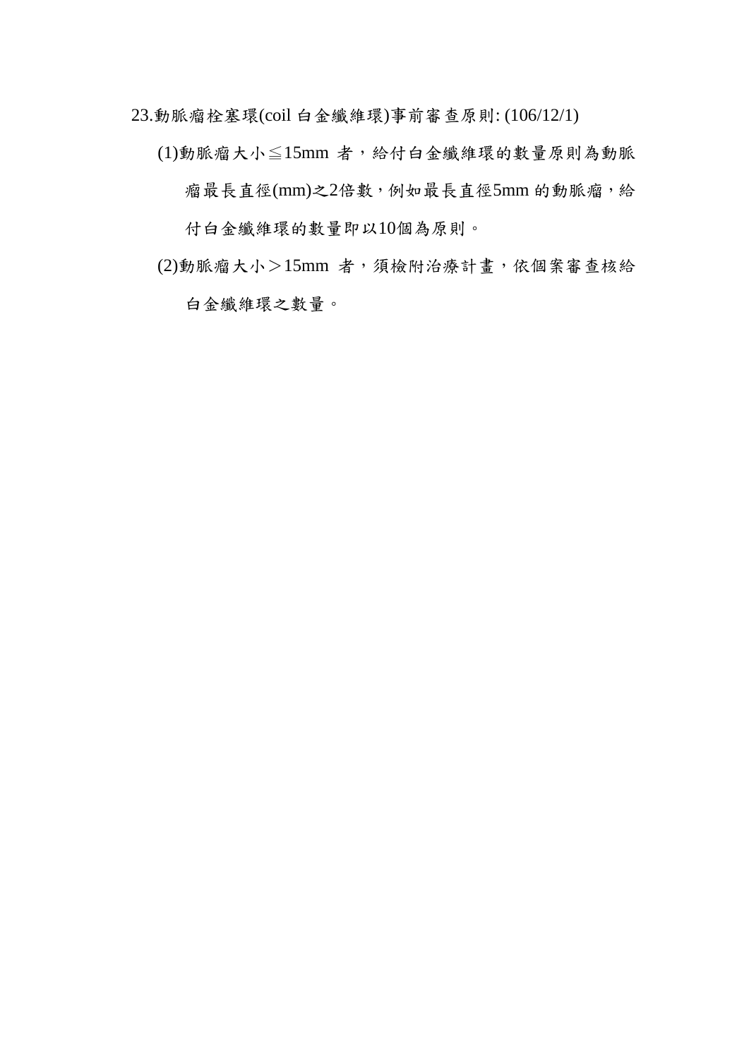23.動脈瘤栓塞環(coil 白金纖維環)事前審查原則: (106/12/1)

(1)動脈瘤大小≦15mm 者，給付白金纖維環的數量原則為動脈瘤最長直徑(mm)之2倍數，例如最長直徑5mm 的動脈瘤，給付白金纖維環的數量即以10個為原則。

(2)動脈瘤大小＞15mm 者，須檢附治療計畫，依個案審查核給白金纖維環之數量。